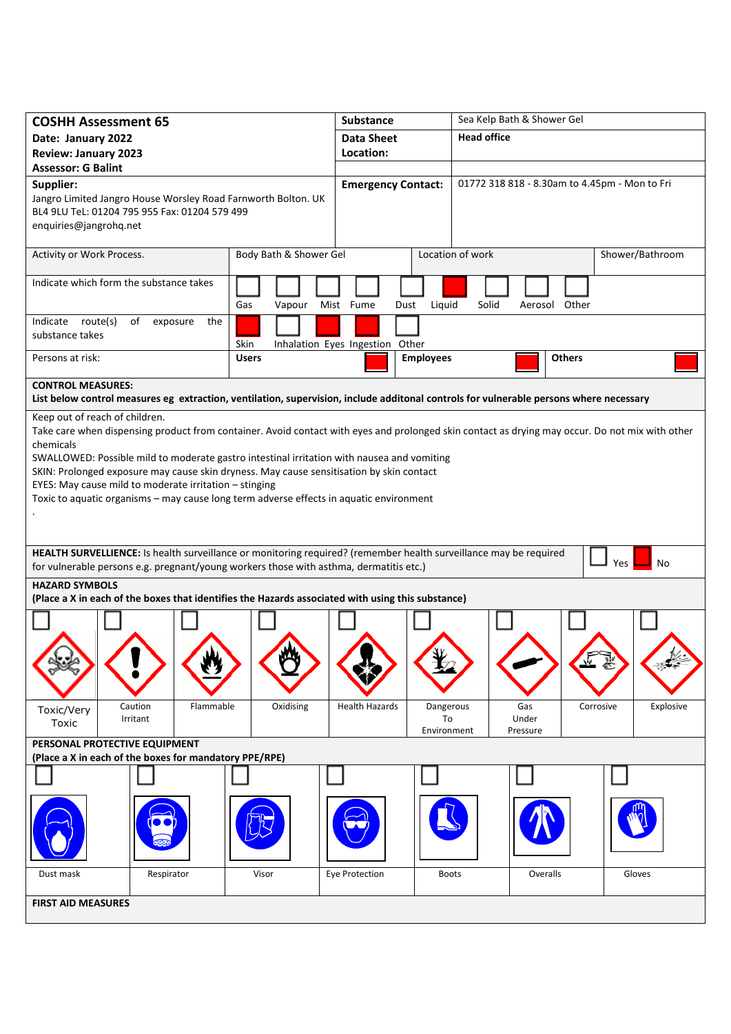| **COSHH Assessment 65** | **Substance** | Sea Kelp Bath & Shower Gel |
|---|---|---|
| **Date: January 2022** | **Data Sheet Location:** | **Head office** |
| **Review: January 2023** | | |
| **Assessor: G Balint** | | |
| **Supplier:** Jangro Limited Jangro House Worsley Road Farnworth Bolton. UK BL4 9LU TeL: 01204 795 955 Fax: 01204 579 499 enquiries@jangrohq.net | **Emergency Contact:** | 01772 318 818 - 8.30am to 4.45pm - Mon to Fri |

| Activity or Work Process. | Body Bath & Shower Gel | Location of work | Shower/Bathroom |
|---|---|---|---|

| Indicate which form the substance takes | Gas | Vapour | Mist | Fume | Dust | Liquid | Solid | Aerosol | Other |
|---|---|---|---|---|---|---|---|---|---|
| | ☐ | ☐ | ☐ | ☐ | ☐ | ■ | ☐ | ☐ | ☐ |

| Indicate route(s) of exposure the substance takes | Skin | Inhalation | Eyes | Ingestion | Other |
|---|---|---|---|---|---|
| | ■ | ☐ | ■ | ■ | ☐ |

| Persons at risk: | Users ■ | Employees ■ | Others ■ |
|---|---|---|---|

**CONTROL MEASURES:**
**List below control measures eg extraction, ventilation, supervision, include additonal controls for vulnerable persons where necessary**

Keep out of reach of children.
Take care when dispensing product from container. Avoid contact with eyes and prolonged skin contact as drying may occur. Do not mix with other chemicals
SWALLOWED: Possible mild to moderate gastro intestinal irritation with nausea and vomiting
SKIN: Prolonged exposure may cause skin dryness. May cause sensitisation by skin contact
EYES: May cause mild to moderate irritation – stinging
Toxic to aquatic organisms – may cause long term adverse effects in aquatic environment
.

**HEALTH SURVELLIENCE:** Is health surveillance or monitoring required? (remember health surveillance may be required for vulnerable persons e.g. pregnant/young workers those with asthma, dermatitis etc.) ☐ Yes ■ No

**HAZARD SYMBOLS**
**(Place a X in each of the boxes that identifies the Hazards associated with using this substance)**

| ☐ | ☐ | ☐ | ☐ | ☐ | ☐ | ☐ | ☐ | ☐ |
|---|---|---|---|---|---|---|---|---|
| Toxic/Very Toxic | Caution Irritant | Flammable | Oxidising | Health Hazards | Dangerous To Environment | Gas Under Pressure | Corrosive | Explosive |

**PERSONAL PROTECTIVE EQUIPMENT**
**(Place a X in each of the boxes for mandatory PPE/RPE)**

| ☐ | ☐ | ☐ | ☐ | ☐ | ☐ | ☐ |
|---|---|---|---|---|---|---|
| Dust mask | Respirator | Visor | Eye Protection | Boots | Overalls | Gloves |

**FIRST AID MEASURES**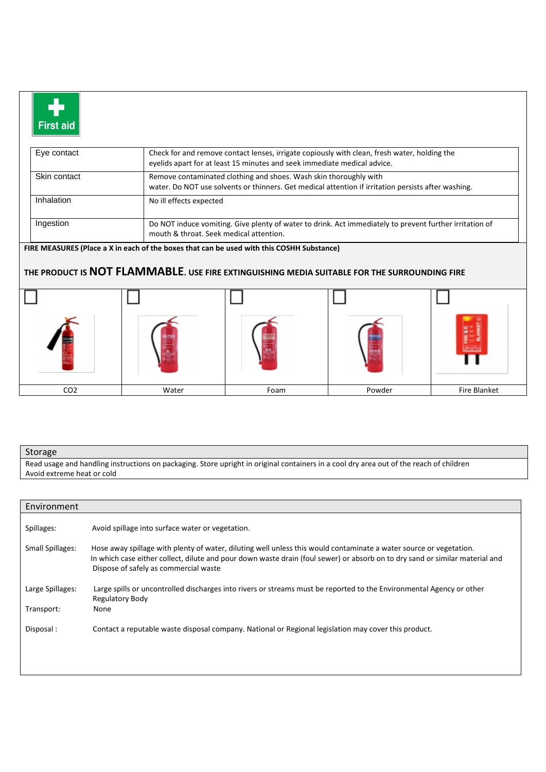## First aid

| | |
|---|---|
| Eye contact | Check for and remove contact lenses, irrigate copiously with clean, fresh water, holding the eyelids apart for at least 15 minutes and seek immediate medical advice. |
| Skin contact | Remove contaminated clothing and shoes. Wash skin thoroughly with water. Do NOT use solvents or thinners. Get medical attention if irritation persists after washing. |
| Inhalation | No ill effects expected |
| Ingestion | Do NOT induce vomiting. Give plenty of water to drink. Act immediately to prevent further irritation of mouth & throat. Seek medical attention. |

**FIRE MEASURES (Place a X in each of the boxes that can be used with this COSHH Substance)**

**THE PRODUCT IS NOT FLAMMABLE. USE FIRE EXTINGUISHING MEDIA SUITABLE FOR THE SURROUNDING FIRE**

| | | | | |
|---|---|---|---|---|
| ☐ | ☐ | ☐ | ☐ | ☐ |
| CO2 | Water | Foam | Powder | Fire Blanket |

## Storage

Read usage and handling instructions on packaging. Store upright in original containers in a cool dry area out of the reach of children
Avoid extreme heat or cold

## Environment

| | |
|---|---|
| Spillages: | Avoid spillage into surface water or vegetation. |
| Small Spillages: | Hose away spillage with plenty of water, diluting well unless this would contaminate a water source or vegetation. In which case either collect, dilute and pour down waste drain (foul sewer) or absorb on to dry sand or similar material and Dispose of safely as commercial waste |
| Large Spillages: | Large spills or uncontrolled discharges into rivers or streams must be reported to the Environmental Agency or other Regulatory Body |
| Transport: | None |
| Disposal : | Contact a reputable waste disposal company. National or Regional legislation may cover this product. |